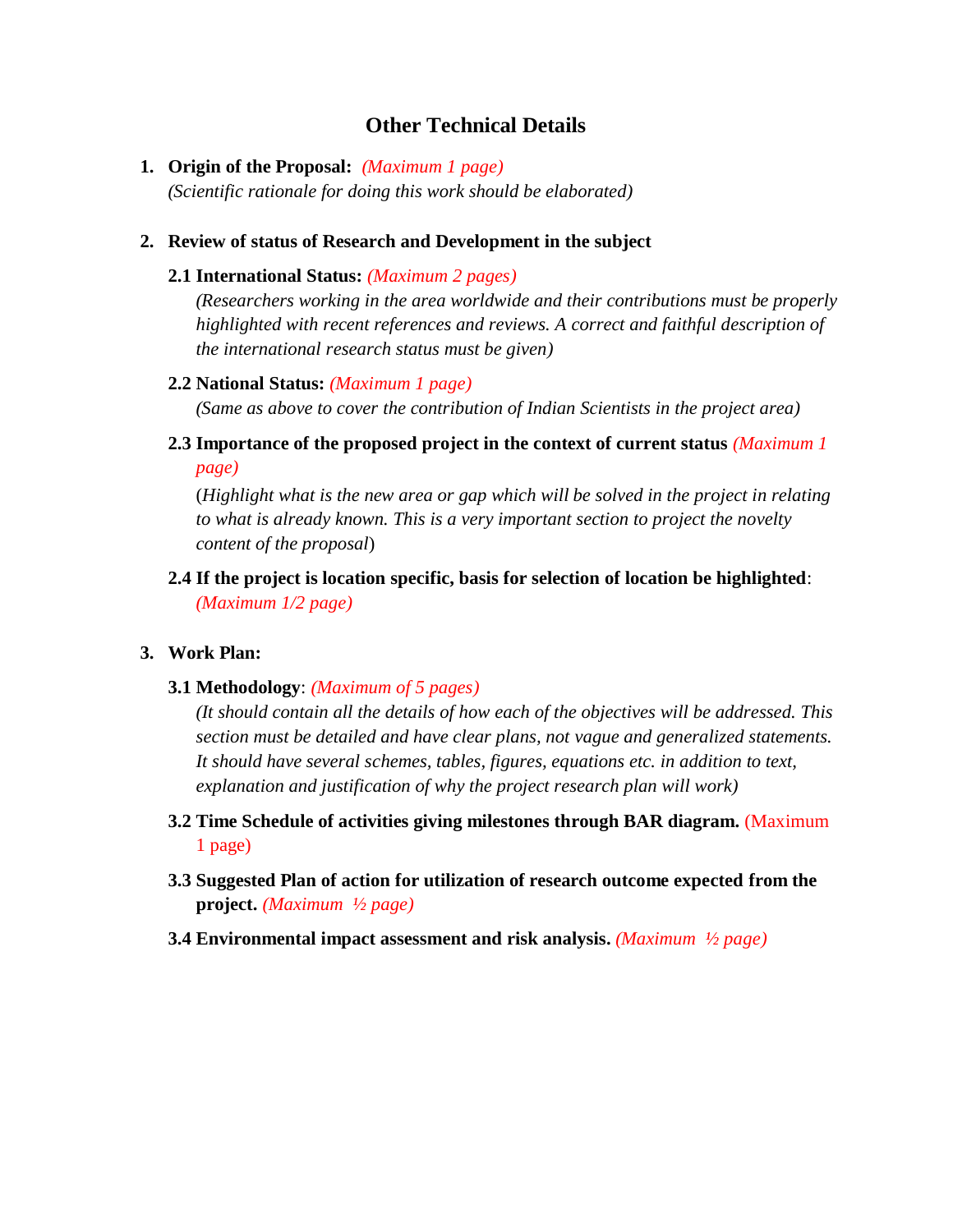# Other Technical Details

1. **Origin of the Proposal:** *(Maximum 1 page)*
   *(Scientific rationale for doing this work should be elaborated)*

2. **Review of status of Research and Development in the subject**

   **2.1 International Status:** *(Maximum 2 pages)*
   *(Researchers working in the area worldwide and their contributions must be properly highlighted with recent references and reviews. A correct and faithful description of the international research status must be given)*

   **2.2 National Status:** *(Maximum 1 page)*
   *(Same as above to cover the contribution of Indian Scientists in the project area)*

   **2.3 Importance of the proposed project in the context of current status** *(Maximum 1 page)*
   (*Highlight what is the new area or gap which will be solved in the project in relating to what is already known. This is a very important section to project the novelty content of the proposal*)

   **2.4 If the project is location specific, basis for selection of location be highlighted**: *(Maximum 1/2 page)*

3. **Work Plan:**

   **3.1 Methodology**: *(Maximum of 5 pages)*
   *(It should contain all the details of how each of the objectives will be addressed. This section must be detailed and have clear plans, not vague and generalized statements. It should have several schemes, tables, figures, equations etc. in addition to text, explanation and justification of why the project research plan will work)*

   **3.2 Time Schedule of activities giving milestones through BAR diagram.** (Maximum 1 page)

   **3.3 Suggested Plan of action for utilization of research outcome expected from the project.** *(Maximum ½ page)*

   **3.4 Environmental impact assessment and risk analysis.** *(Maximum ½ page)*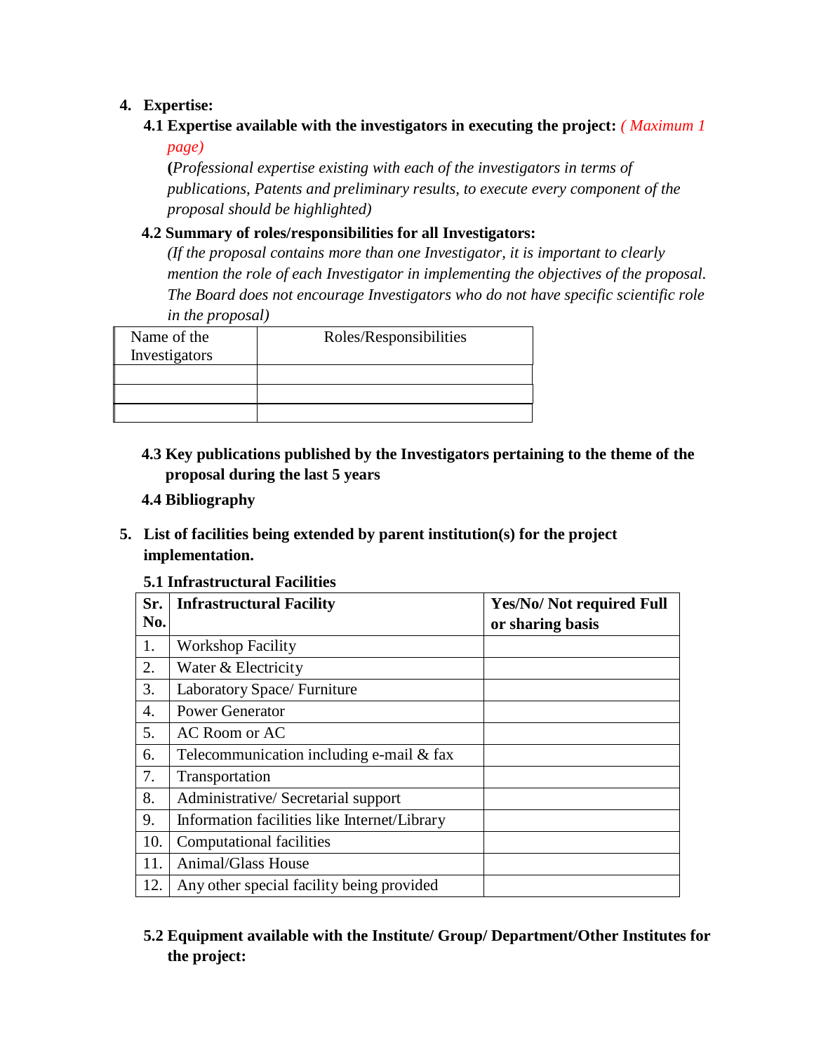4. **Expertise:**

**4.1 Expertise available with the investigators in executing the project:** *( Maximum 1 page)*

**(***Professional expertise existing with each of the investigators in terms of publications, Patents and preliminary results, to execute every component of the proposal should be highlighted)*

**4.2 Summary of roles/responsibilities for all Investigators:**

*(If the proposal contains more than one Investigator, it is important to clearly mention the role of each Investigator in implementing the objectives of the proposal. The Board does not encourage Investigators who do not have specific scientific role in the proposal)*

| Name of the Investigators | Roles/Responsibilities |
|---|---|
| | |
| | |
| | |

**4.3 Key publications published by the Investigators pertaining to the theme of the proposal during the last 5 years**

**4.4 Bibliography**

5. **List of facilities being extended by parent institution(s) for the project implementation.**

**5.1 Infrastructural Facilities**

| **Sr. No.** | **Infrastructural Facility** | **Yes/No/ Not required Full or sharing basis** |
|---|---|---|
| 1. | Workshop Facility | |
| 2. | Water & Electricity | |
| 3. | Laboratory Space/ Furniture | |
| 4. | Power Generator | |
| 5. | AC Room or AC | |
| 6. | Telecommunication including e-mail & fax | |
| 7. | Transportation | |
| 8. | Administrative/ Secretarial support | |
| 9. | Information facilities like Internet/Library | |
| 10. | Computational facilities | |
| 11. | Animal/Glass House | |
| 12. | Any other special facility being provided | |

**5.2 Equipment available with the Institute/ Group/ Department/Other Institutes for the project:**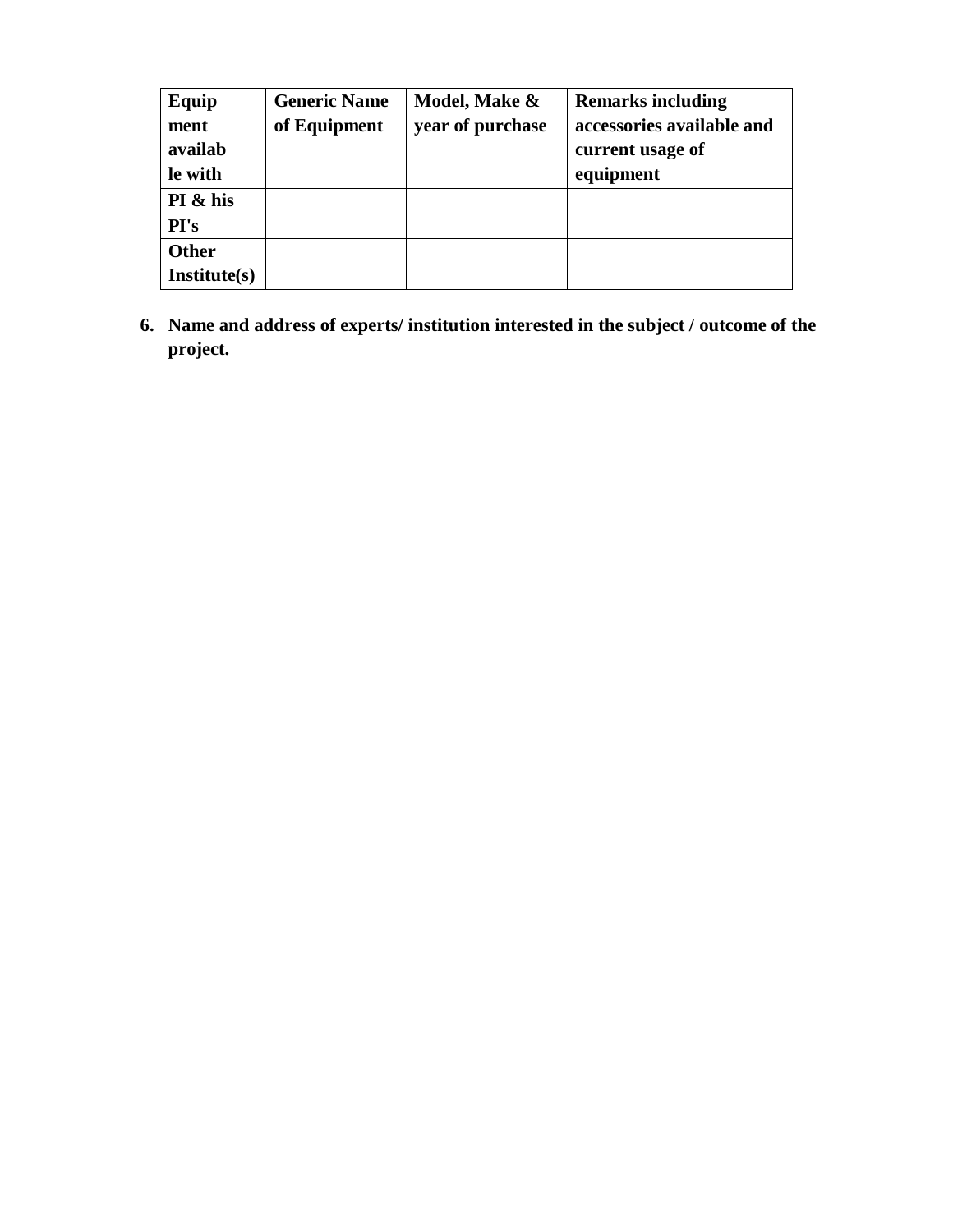| Equipment available with | Generic Name of Equipment | Model, Make & year of purchase | Remarks including accessories available and current usage of equipment |
|---|---|---|---|
| PI & his | | | |
| PI's | | | |
| Other Institute(s) | | | |

6. **Name and address of experts/ institution interested in the subject / outcome of the project.**